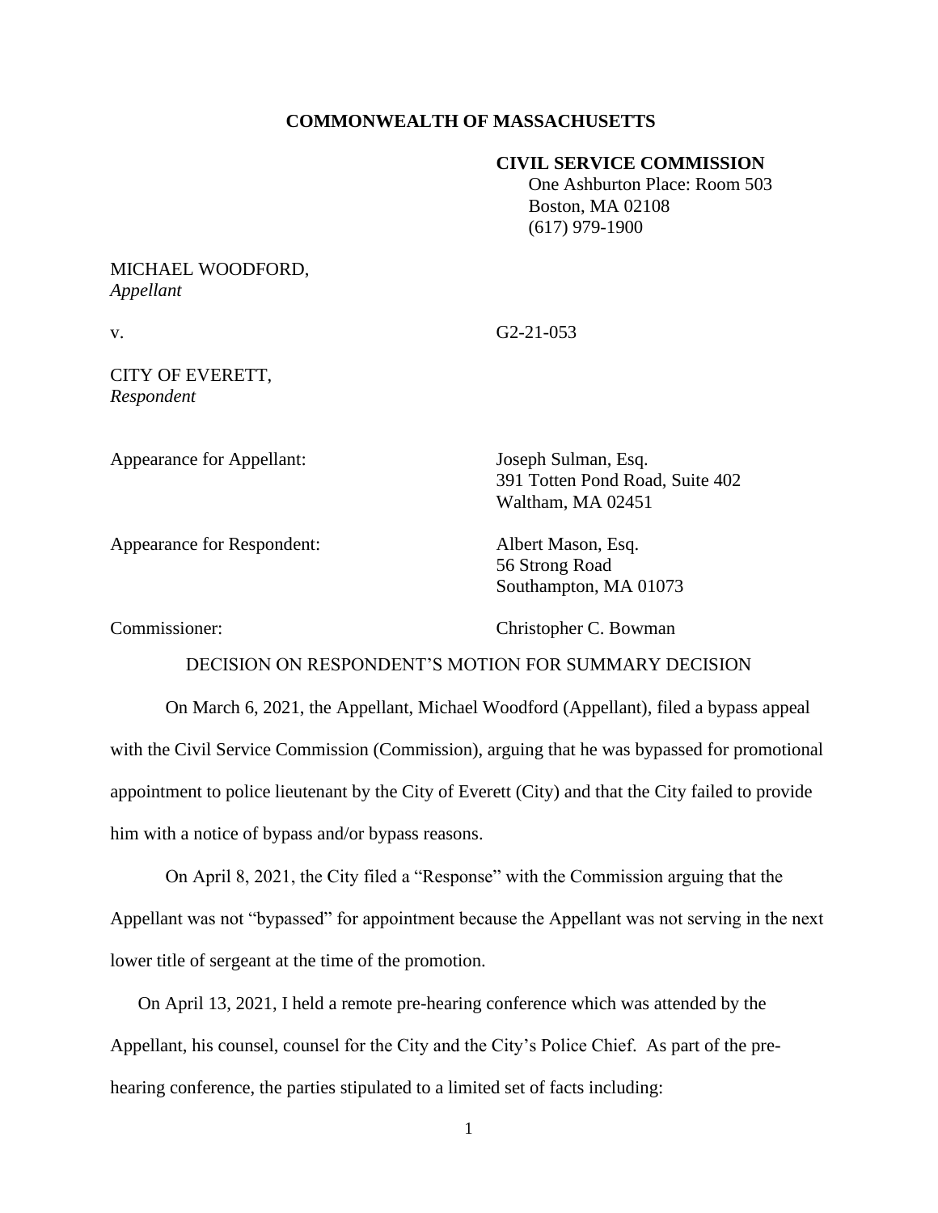**COMMONWEALTH OF MASSACHUSETTS**

**CIVIL SERVICE COMMISSION**
One Ashburton Place: Room 503
Boston, MA 02108
(617) 979-1900

MICHAEL WOODFORD,
*Appellant*

v. G2-21-053

CITY OF EVERETT,
*Respondent*

Appearance for Appellant: Joseph Sulman, Esq.
391 Totten Pond Road, Suite 402
Waltham, MA 02451

Appearance for Respondent: Albert Mason, Esq.
56 Strong Road
Southampton, MA 01073

Commissioner: Christopher C. Bowman

DECISION ON RESPONDENT'S MOTION FOR SUMMARY DECISION

On March 6, 2021, the Appellant, Michael Woodford (Appellant), filed a bypass appeal with the Civil Service Commission (Commission), arguing that he was bypassed for promotional appointment to police lieutenant by the City of Everett (City) and that the City failed to provide him with a notice of bypass and/or bypass reasons.

On April 8, 2021, the City filed a "Response" with the Commission arguing that the Appellant was not "bypassed" for appointment because the Appellant was not serving in the next lower title of sergeant at the time of the promotion.

On April 13, 2021, I held a remote pre-hearing conference which was attended by the Appellant, his counsel, counsel for the City and the City's Police Chief. As part of the pre-hearing conference, the parties stipulated to a limited set of facts including: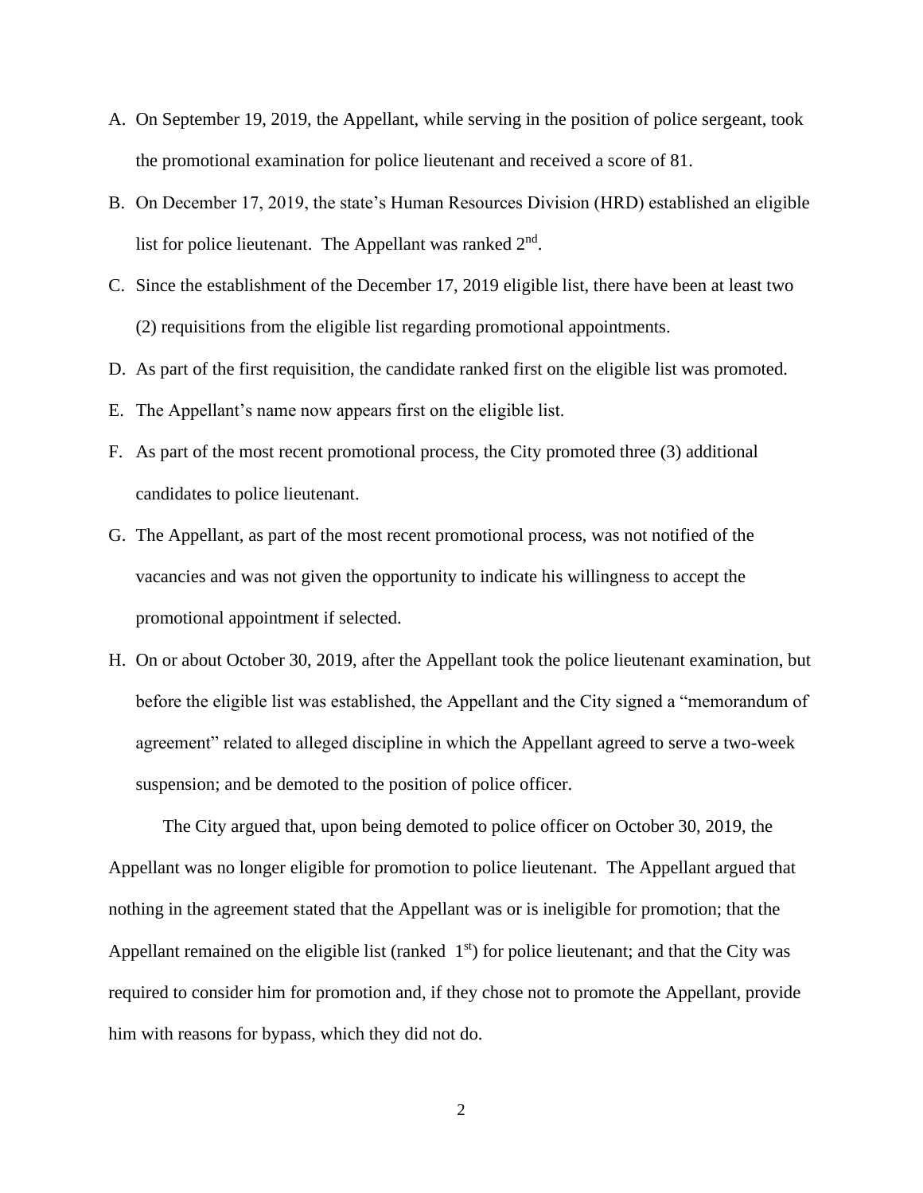A. On September 19, 2019, the Appellant, while serving in the position of police sergeant, took the promotional examination for police lieutenant and received a score of 81.

B. On December 17, 2019, the state's Human Resources Division (HRD) established an eligible list for police lieutenant. The Appellant was ranked 2nd.

C. Since the establishment of the December 17, 2019 eligible list, there have been at least two (2) requisitions from the eligible list regarding promotional appointments.

D. As part of the first requisition, the candidate ranked first on the eligible list was promoted.

E. The Appellant's name now appears first on the eligible list.

F. As part of the most recent promotional process, the City promoted three (3) additional candidates to police lieutenant.

G. The Appellant, as part of the most recent promotional process, was not notified of the vacancies and was not given the opportunity to indicate his willingness to accept the promotional appointment if selected.

H. On or about October 30, 2019, after the Appellant took the police lieutenant examination, but before the eligible list was established, the Appellant and the City signed a "memorandum of agreement" related to alleged discipline in which the Appellant agreed to serve a two-week suspension; and be demoted to the position of police officer.

The City argued that, upon being demoted to police officer on October 30, 2019, the Appellant was no longer eligible for promotion to police lieutenant. The Appellant argued that nothing in the agreement stated that the Appellant was or is ineligible for promotion; that the Appellant remained on the eligible list (ranked 1st) for police lieutenant; and that the City was required to consider him for promotion and, if they chose not to promote the Appellant, provide him with reasons for bypass, which they did not do.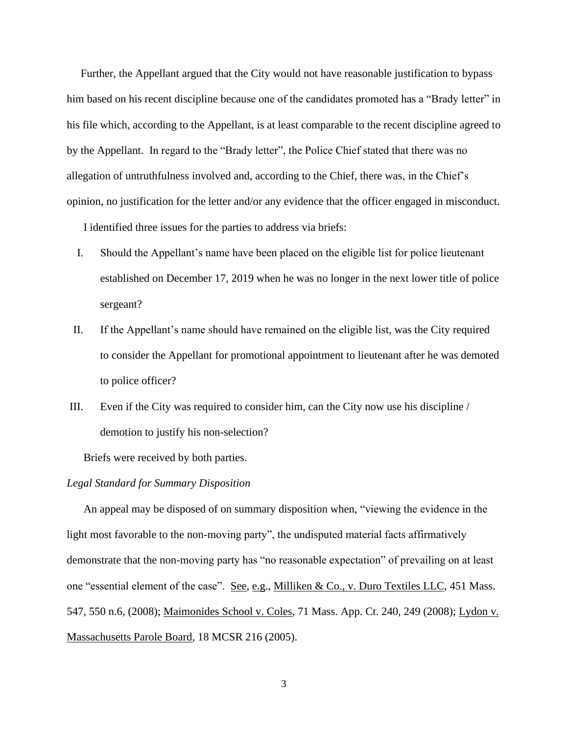Further, the Appellant argued that the City would not have reasonable justification to bypass him based on his recent discipline because one of the candidates promoted has a "Brady letter" in his file which, according to the Appellant, is at least comparable to the recent discipline agreed to by the Appellant. In regard to the "Brady letter", the Police Chief stated that there was no allegation of untruthfulness involved and, according to the Chief, there was, in the Chief's opinion, no justification for the letter and/or any evidence that the officer engaged in misconduct.

I identified three issues for the parties to address via briefs:

I. Should the Appellant's name have been placed on the eligible list for police lieutenant established on December 17, 2019 when he was no longer in the next lower title of police sergeant?

II. If the Appellant's name should have remained on the eligible list, was the City required to consider the Appellant for promotional appointment to lieutenant after he was demoted to police officer?

III. Even if the City was required to consider him, can the City now use his discipline / demotion to justify his non-selection?

Briefs were received by both parties.

*Legal Standard for Summary Disposition*

An appeal may be disposed of on summary disposition when, "viewing the evidence in the light most favorable to the non-moving party", the undisputed material facts affirmatively demonstrate that the non-moving party has "no reasonable expectation" of prevailing on at least one "essential element of the case". See, e.g., Milliken & Co., v. Duro Textiles LLC, 451 Mass. 547, 550 n.6, (2008); Maimonides School v. Coles, 71 Mass. App. Ct. 240, 249 (2008); Lydon v. Massachusetts Parole Board, 18 MCSR 216 (2005).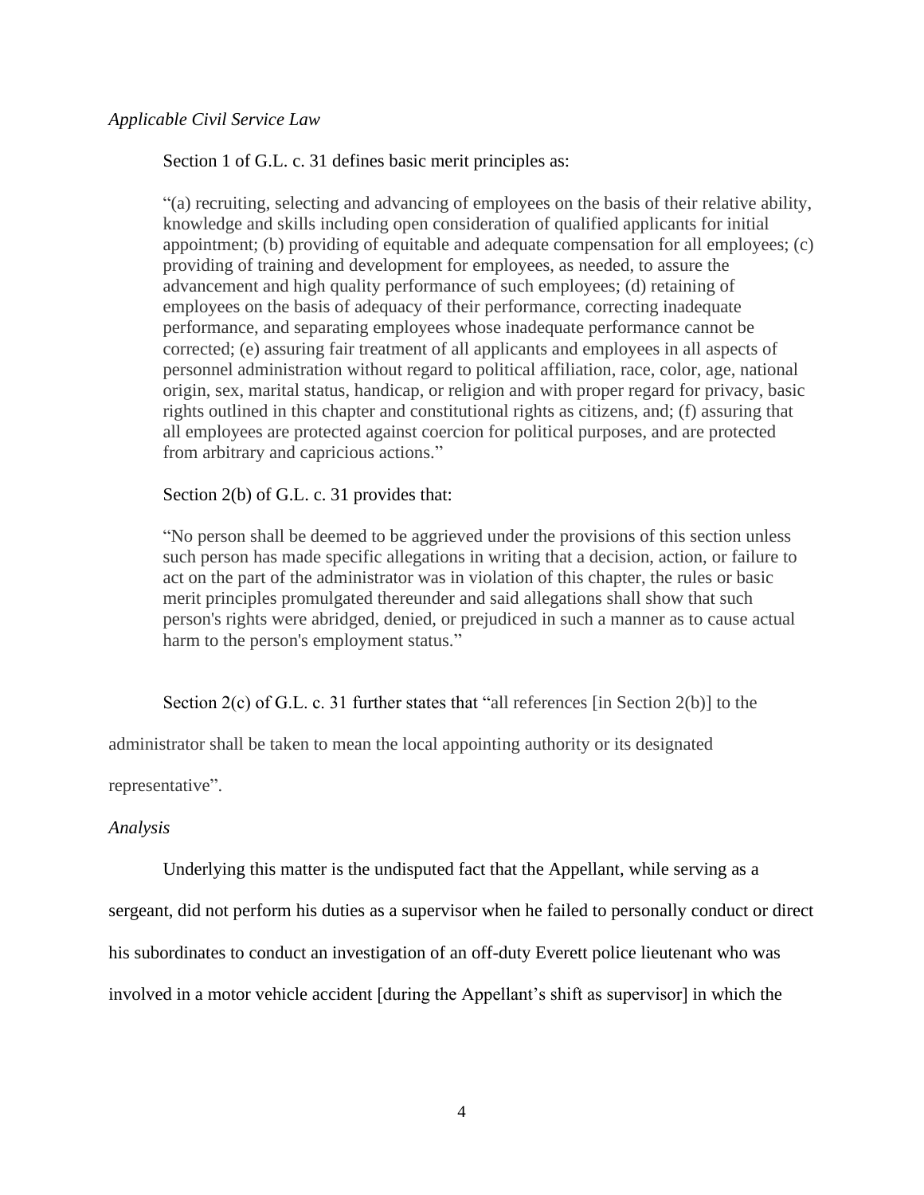*Applicable Civil Service Law*

Section 1 of G.L. c. 31 defines basic merit principles as:

> "(a) recruiting, selecting and advancing of employees on the basis of their relative ability, knowledge and skills including open consideration of qualified applicants for initial appointment; (b) providing of equitable and adequate compensation for all employees; (c) providing of training and development for employees, as needed, to assure the advancement and high quality performance of such employees; (d) retaining of employees on the basis of adequacy of their performance, correcting inadequate performance, and separating employees whose inadequate performance cannot be corrected; (e) assuring fair treatment of all applicants and employees in all aspects of personnel administration without regard to political affiliation, race, color, age, national origin, sex, marital status, handicap, or religion and with proper regard for privacy, basic rights outlined in this chapter and constitutional rights as citizens, and; (f) assuring that all employees are protected against coercion for political purposes, and are protected from arbitrary and capricious actions."

Section 2(b) of G.L. c. 31 provides that:

> "No person shall be deemed to be aggrieved under the provisions of this section unless such person has made specific allegations in writing that a decision, action, or failure to act on the part of the administrator was in violation of this chapter, the rules or basic merit principles promulgated thereunder and said allegations shall show that such person's rights were abridged, denied, or prejudiced in such a manner as to cause actual harm to the person's employment status."

Section 2(c) of G.L. c. 31 further states that "all references [in Section 2(b)] to the administrator shall be taken to mean the local appointing authority or its designated representative".

*Analysis*

Underlying this matter is the undisputed fact that the Appellant, while serving as a sergeant, did not perform his duties as a supervisor when he failed to personally conduct or direct his subordinates to conduct an investigation of an off-duty Everett police lieutenant who was involved in a motor vehicle accident [during the Appellant's shift as supervisor] in which the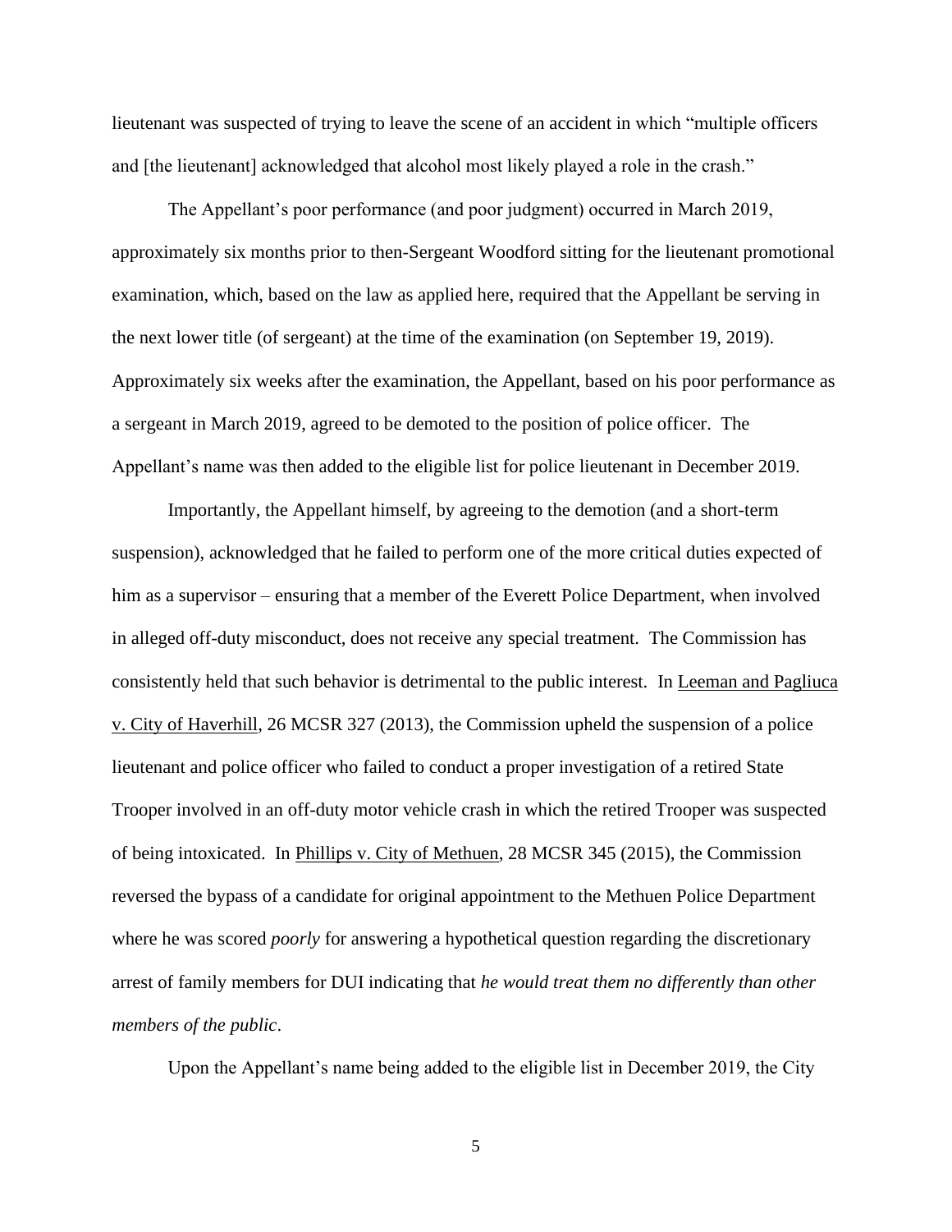lieutenant was suspected of trying to leave the scene of an accident in which "multiple officers and [the lieutenant] acknowledged that alcohol most likely played a role in the crash."

The Appellant's poor performance (and poor judgment) occurred in March 2019, approximately six months prior to then-Sergeant Woodford sitting for the lieutenant promotional examination, which, based on the law as applied here, required that the Appellant be serving in the next lower title (of sergeant) at the time of the examination (on September 19, 2019). Approximately six weeks after the examination, the Appellant, based on his poor performance as a sergeant in March 2019, agreed to be demoted to the position of police officer. The Appellant's name was then added to the eligible list for police lieutenant in December 2019.

Importantly, the Appellant himself, by agreeing to the demotion (and a short-term suspension), acknowledged that he failed to perform one of the more critical duties expected of him as a supervisor – ensuring that a member of the Everett Police Department, when involved in alleged off-duty misconduct, does not receive any special treatment. The Commission has consistently held that such behavior is detrimental to the public interest. In Leeman and Pagliuca v. City of Haverhill, 26 MCSR 327 (2013), the Commission upheld the suspension of a police lieutenant and police officer who failed to conduct a proper investigation of a retired State Trooper involved in an off-duty motor vehicle crash in which the retired Trooper was suspected of being intoxicated. In Phillips v. City of Methuen, 28 MCSR 345 (2015), the Commission reversed the bypass of a candidate for original appointment to the Methuen Police Department where he was scored *poorly* for answering a hypothetical question regarding the discretionary arrest of family members for DUI indicating that *he would treat them no differently than other members of the public*.

Upon the Appellant's name being added to the eligible list in December 2019, the City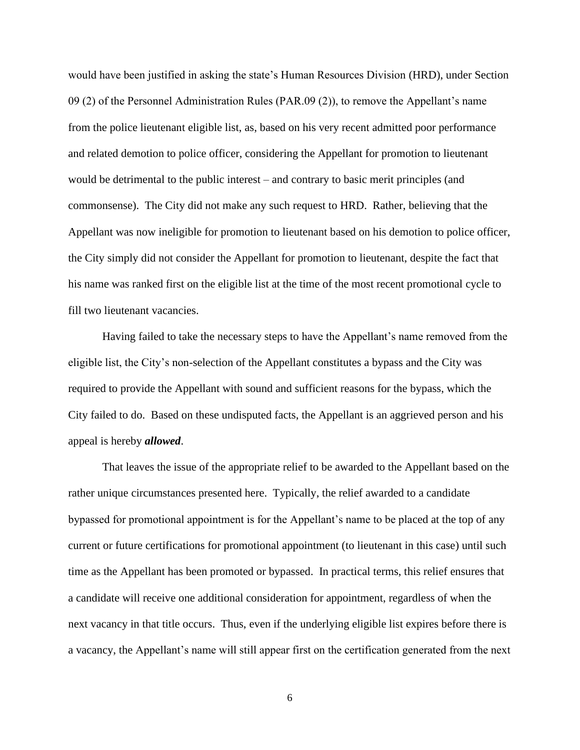would have been justified in asking the state's Human Resources Division (HRD), under Section 09 (2) of the Personnel Administration Rules (PAR.09 (2)), to remove the Appellant's name from the police lieutenant eligible list, as, based on his very recent admitted poor performance and related demotion to police officer, considering the Appellant for promotion to lieutenant would be detrimental to the public interest – and contrary to basic merit principles (and commonsense). The City did not make any such request to HRD. Rather, believing that the Appellant was now ineligible for promotion to lieutenant based on his demotion to police officer, the City simply did not consider the Appellant for promotion to lieutenant, despite the fact that his name was ranked first on the eligible list at the time of the most recent promotional cycle to fill two lieutenant vacancies.

Having failed to take the necessary steps to have the Appellant's name removed from the eligible list, the City's non-selection of the Appellant constitutes a bypass and the City was required to provide the Appellant with sound and sufficient reasons for the bypass, which the City failed to do. Based on these undisputed facts, the Appellant is an aggrieved person and his appeal is hereby ***allowed***.

That leaves the issue of the appropriate relief to be awarded to the Appellant based on the rather unique circumstances presented here. Typically, the relief awarded to a candidate bypassed for promotional appointment is for the Appellant's name to be placed at the top of any current or future certifications for promotional appointment (to lieutenant in this case) until such time as the Appellant has been promoted or bypassed. In practical terms, this relief ensures that a candidate will receive one additional consideration for appointment, regardless of when the next vacancy in that title occurs. Thus, even if the underlying eligible list expires before there is a vacancy, the Appellant's name will still appear first on the certification generated from the next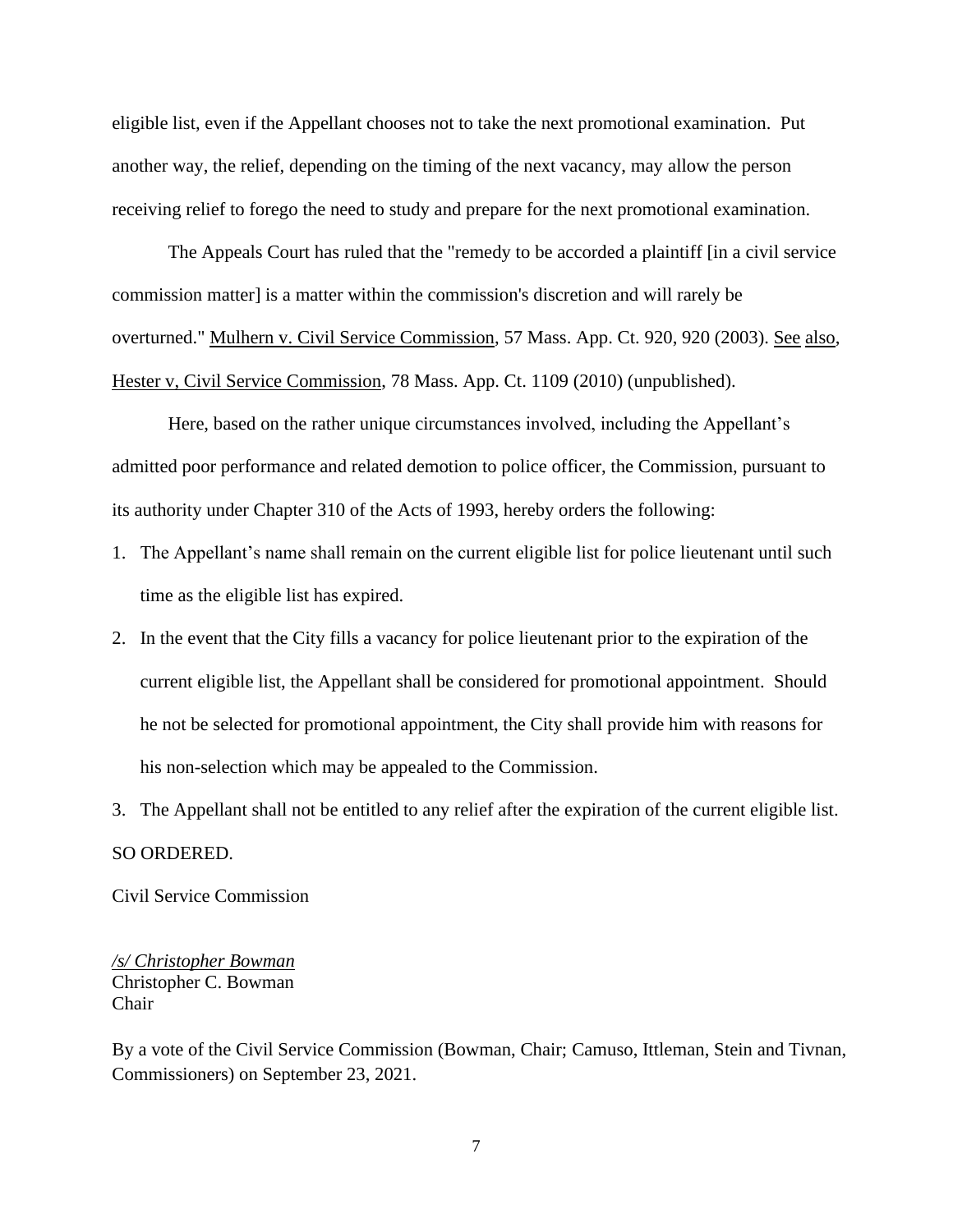eligible list, even if the Appellant chooses not to take the next promotional examination. Put another way, the relief, depending on the timing of the next vacancy, may allow the person receiving relief to forego the need to study and prepare for the next promotional examination.

The Appeals Court has ruled that the "remedy to be accorded a plaintiff [in a civil service commission matter] is a matter within the commission's discretion and will rarely be overturned." Mulhern v. Civil Service Commission, 57 Mass. App. Ct. 920, 920 (2003). See also, Hester v, Civil Service Commission, 78 Mass. App. Ct. 1109 (2010) (unpublished).

Here, based on the rather unique circumstances involved, including the Appellant's admitted poor performance and related demotion to police officer, the Commission, pursuant to its authority under Chapter 310 of the Acts of 1993, hereby orders the following:

1. The Appellant's name shall remain on the current eligible list for police lieutenant until such time as the eligible list has expired.
2. In the event that the City fills a vacancy for police lieutenant prior to the expiration of the current eligible list, the Appellant shall be considered for promotional appointment. Should he not be selected for promotional appointment, the City shall provide him with reasons for his non-selection which may be appealed to the Commission.
3. The Appellant shall not be entitled to any relief after the expiration of the current eligible list.

SO ORDERED.

Civil Service Commission

*/s/ Christopher Bowman*
Christopher C. Bowman
Chair

By a vote of the Civil Service Commission (Bowman, Chair; Camuso, Ittleman, Stein and Tivnan, Commissioners) on September 23, 2021.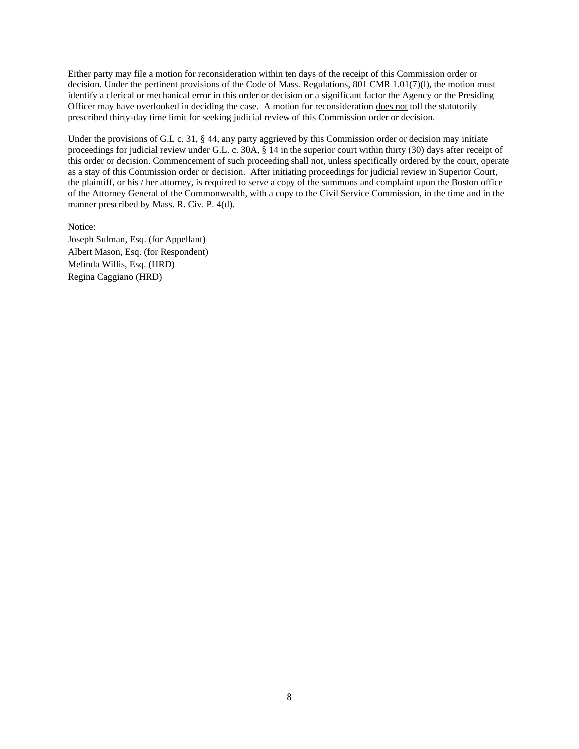Either party may file a motion for reconsideration within ten days of the receipt of this Commission order or decision. Under the pertinent provisions of the Code of Mass. Regulations, 801 CMR 1.01(7)(l), the motion must identify a clerical or mechanical error in this order or decision or a significant factor the Agency or the Presiding Officer may have overlooked in deciding the case. A motion for reconsideration does not toll the statutorily prescribed thirty-day time limit for seeking judicial review of this Commission order or decision.

Under the provisions of G.L c. 31, § 44, any party aggrieved by this Commission order or decision may initiate proceedings for judicial review under G.L. c. 30A, § 14 in the superior court within thirty (30) days after receipt of this order or decision. Commencement of such proceeding shall not, unless specifically ordered by the court, operate as a stay of this Commission order or decision. After initiating proceedings for judicial review in Superior Court, the plaintiff, or his / her attorney, is required to serve a copy of the summons and complaint upon the Boston office of the Attorney General of the Commonwealth, with a copy to the Civil Service Commission, in the time and in the manner prescribed by Mass. R. Civ. P. 4(d).

Notice:
Joseph Sulman, Esq. (for Appellant)
Albert Mason, Esq. (for Respondent)
Melinda Willis, Esq. (HRD)
Regina Caggiano (HRD)